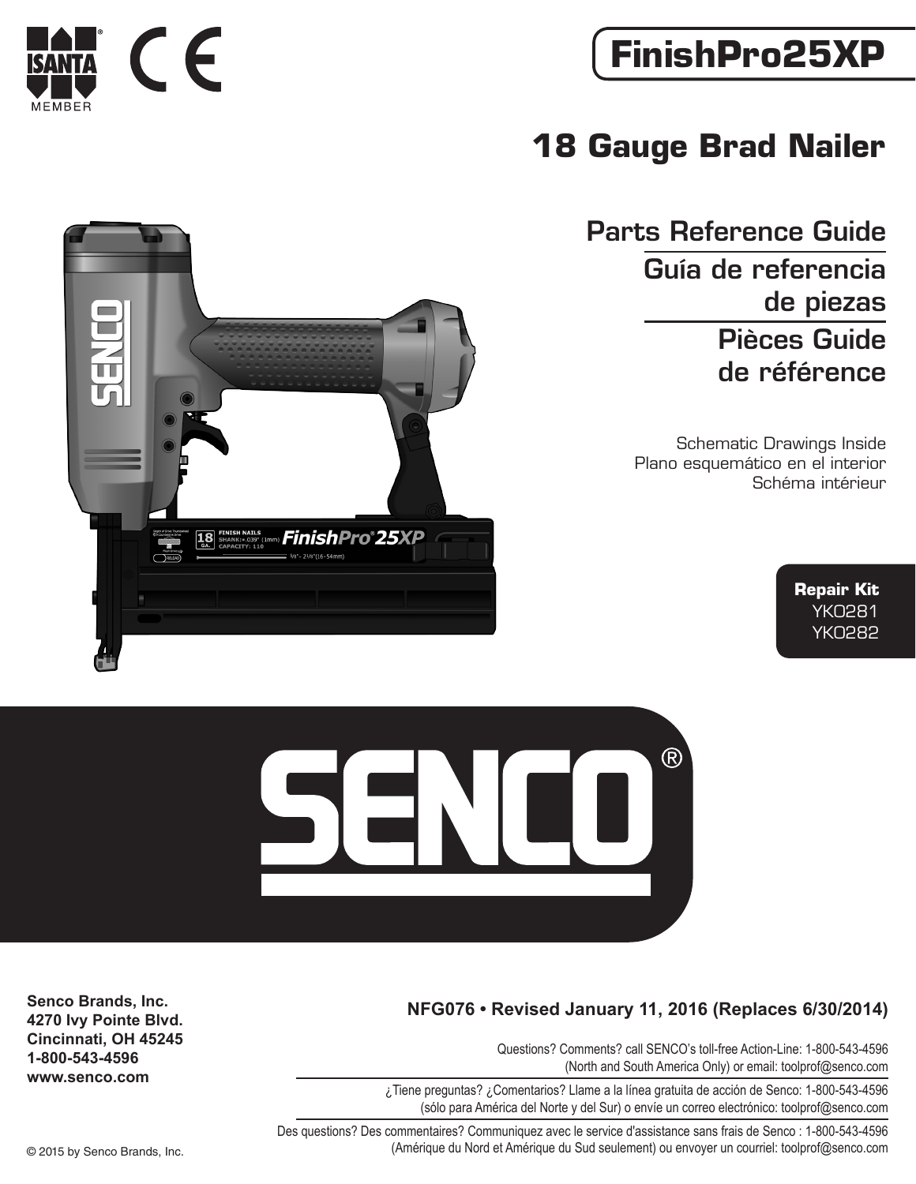# FinishPro25XP

## 18 Gauge Brad Nailer

### Parts Reference Guide

### Guía de referencia de piezas

### Pièces Guide de référence

Schematic Drawings Inside
Plano esquemático en el interior
Schéma intérieur

**Repair Kit**
YK0281
YK0282

SENCO®

**Senco Brands, Inc.**
**4270 Ivy Pointe Blvd.**
**Cincinnati, OH 45245**
**1-800-543-4596**
**www.senco.com**

**NFG076 • Revised January 11, 2016 (Replaces 6/30/2014)**

Questions? Comments? call SENCO's toll-free Action-Line: 1-800-543-4596 (North and South America Only) or email: toolprof@senco.com

¿Tiene preguntas? ¿Comentarios? Llame a la línea gratuita de acción de Senco: 1-800-543-4596 (sólo para América del Norte y del Sur) o envíe un correo electrónico: toolprof@senco.com

Des questions? Des commentaires? Communiquez avec le service d'assistance sans frais de Senco : 1-800-543-4596 (Amérique du Nord et Amérique du Sud seulement) ou envoyer un courriel: toolprof@senco.com

© 2015 by Senco Brands, Inc.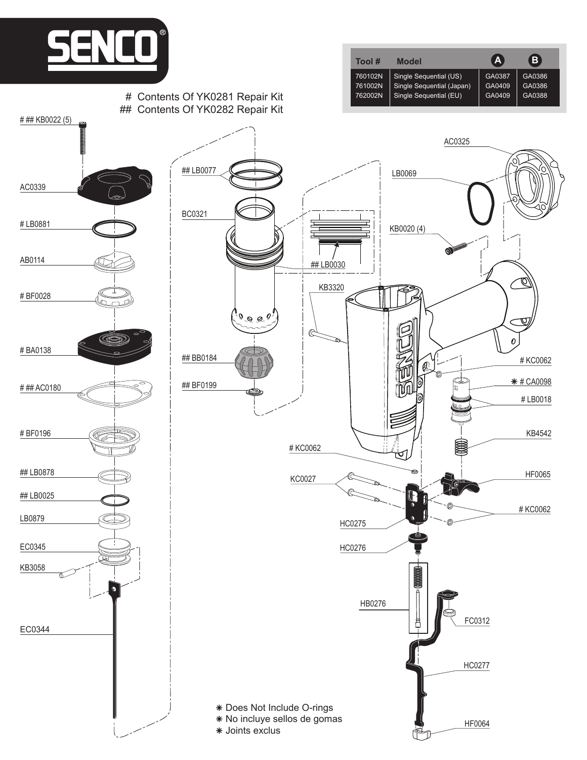# SENCO®

| Tool # | Model | A | B |
|---|---|---|---|
| 760102N | Single Sequential (US) | GA0387 | GA0386 |
| 761002N | Single Sequential (Japan) | GA0409 | GA0386 |
| 762002N | Single Sequential (EU) | GA0409 | GA0388 |

\# Contents Of YK0281 Repair Kit

\#\# Contents Of YK0282 Repair Kit

# ## KB0022 (5)

AC0339

# LB0881

AB0114

# BF0028

# BA0138

# ## AC0180

# BF0196

## LB0878

## LB0025

LB0879

EC0345

KB3058

EC0344

## LB0077

BC0321

## LB0030

## BB0184

## BF0199

KB3320

AC0325

LB0069

KB0020 (4)

# KC0062

✱ # CA0098

# LB0018

KB4542

# KC0062

KC0027

HF0065

# KC0062

HC0275

HC0276

HB0276

FC0312

HC0277

HF0064

✱ Does Not Include O-rings

✱ No incluye sellos de gomas

✱ Joints exclus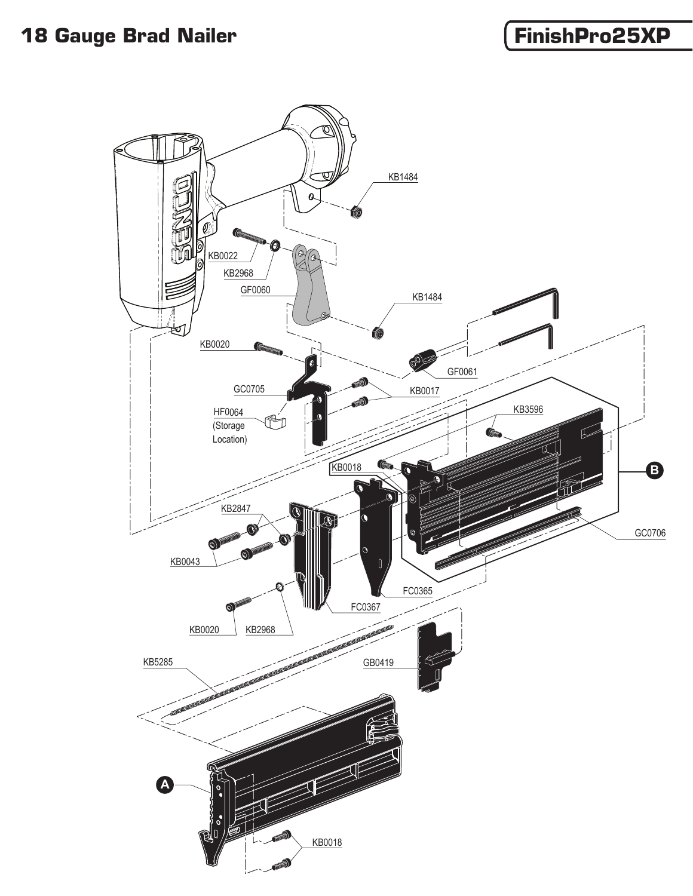# 18 Gauge Brad Nailer

## FinishPro25XP

KB1484

KB0022

KB2968

GF0060

KB1484

KB0020

GF0061

GC0705

KB0017

HF0064
(Storage
Location)

KB3596

KB0018

B

KB2847

GC0706

KB0043

FC0365

FC0367

KB0020

KB2968

KB5285

GB0419

A

KB0018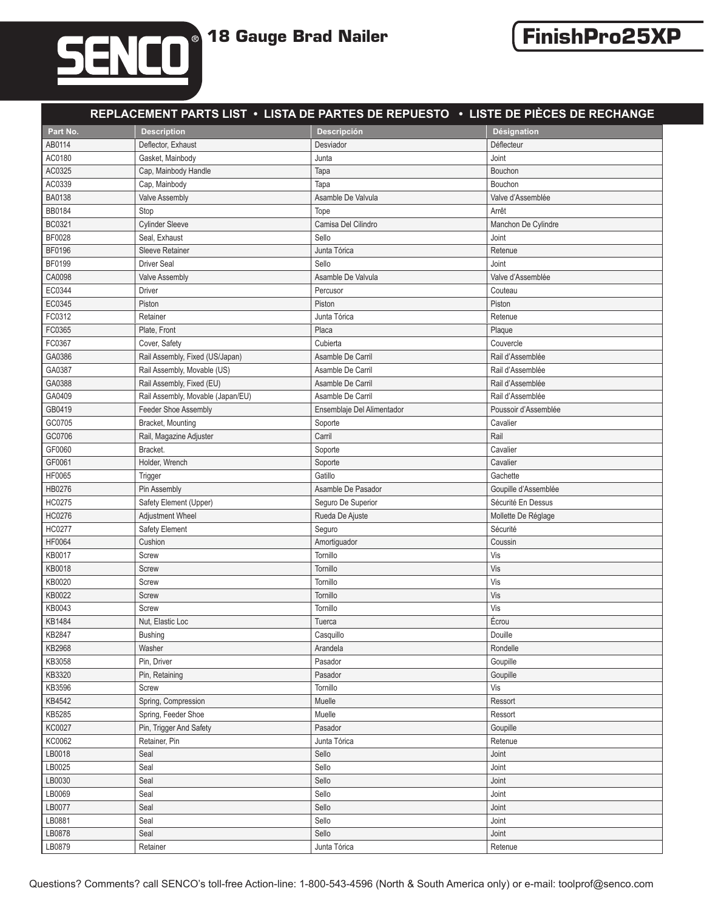# SENCO® 18 Gauge Brad Nailer

## FinishPro25XP

## REPLACEMENT PARTS LIST • LISTA DE PARTES DE REPUESTO • LISTE DE PIÈCES DE RECHANGE

| Part No. | Description | Descripción | Désignation |
|---|---|---|---|
| AB0114 | Deflector, Exhaust | Desviador | Déflecteur |
| AC0180 | Gasket, Mainbody | Junta | Joint |
| AC0325 | Cap, Mainbody Handle | Tapa | Bouchon |
| AC0339 | Cap, Mainbody | Tapa | Bouchon |
| BA0138 | Valve Assembly | Asamble De Valvula | Valve d'Assemblée |
| BB0184 | Stop | Tope | Arrêt |
| BC0321 | Cylinder Sleeve | Camisa Del Cilindro | Manchon De Cylindre |
| BF0028 | Seal, Exhaust | Sello | Joint |
| BF0196 | Sleeve Retainer | Junta Tórica | Retenue |
| BF0199 | Driver Seal | Sello | Joint |
| CA0098 | Valve Assembly | Asamble De Valvula | Valve d'Assemblée |
| EC0344 | Driver | Percusor | Couteau |
| EC0345 | Piston | Piston | Piston |
| FC0312 | Retainer | Junta Tórica | Retenue |
| FC0365 | Plate, Front | Placa | Plaque |
| FC0367 | Cover, Safety | Cubierta | Couvercle |
| GA0386 | Rail Assembly, Fixed (US/Japan) | Asamble De Carril | Rail d'Assemblée |
| GA0387 | Rail Assembly, Movable (US) | Asamble De Carril | Rail d'Assemblée |
| GA0388 | Rail Assembly, Fixed (EU) | Asamble De Carril | Rail d'Assemblée |
| GA0409 | Rail Assembly, Movable (Japan/EU) | Asamble De Carril | Rail d'Assemblée |
| GB0419 | Feeder Shoe Assembly | Ensemblaje Del Alimentador | Poussoir d'Assemblée |
| GC0705 | Bracket, Mounting | Soporte | Cavalier |
| GC0706 | Rail, Magazine Adjuster | Carril | Rail |
| GF0060 | Bracket. | Soporte | Cavalier |
| GF0061 | Holder, Wrench | Soporte | Cavalier |
| HF0065 | Trigger | Gatillo | Gachette |
| HB0276 | Pin Assembly | Asamble De Pasador | Goupille d'Assemblée |
| HC0275 | Safety Element (Upper) | Seguro De Superior | Sécurité En Dessus |
| HC0276 | Adjustment Wheel | Rueda De Ajuste | Mollette De Réglage |
| HC0277 | Safety Element | Seguro | Sécurité |
| HF0064 | Cushion | Amortiguador | Coussin |
| KB0017 | Screw | Tornillo | Vis |
| KB0018 | Screw | Tornillo | Vis |
| KB0020 | Screw | Tornillo | Vis |
| KB0022 | Screw | Tornillo | Vis |
| KB0043 | Screw | Tornillo | Vis |
| KB1484 | Nut, Elastic Loc | Tuerca | Écrou |
| KB2847 | Bushing | Casquillo | Douille |
| KB2968 | Washer | Arandela | Rondelle |
| KB3058 | Pin, Driver | Pasador | Goupille |
| KB3320 | Pin, Retaining | Pasador | Goupille |
| KB3596 | Screw | Tornillo | Vis |
| KB4542 | Spring, Compression | Muelle | Ressort |
| KB5285 | Spring, Feeder Shoe | Muelle | Ressort |
| KC0027 | Pin, Trigger And Safety | Pasador | Goupille |
| KC0062 | Retainer, Pin | Junta Tórica | Retenue |
| LB0018 | Seal | Sello | Joint |
| LB0025 | Seal | Sello | Joint |
| LB0030 | Seal | Sello | Joint |
| LB0069 | Seal | Sello | Joint |
| LB0077 | Seal | Sello | Joint |
| LB0881 | Seal | Sello | Joint |
| LB0878 | Seal | Sello | Joint |
| LB0879 | Retainer | Junta Tórica | Retenue |

Questions? Comments? call SENCO's toll-free Action-line: 1-800-543-4596 (North & South America only) or e-mail: toolprof@senco.com